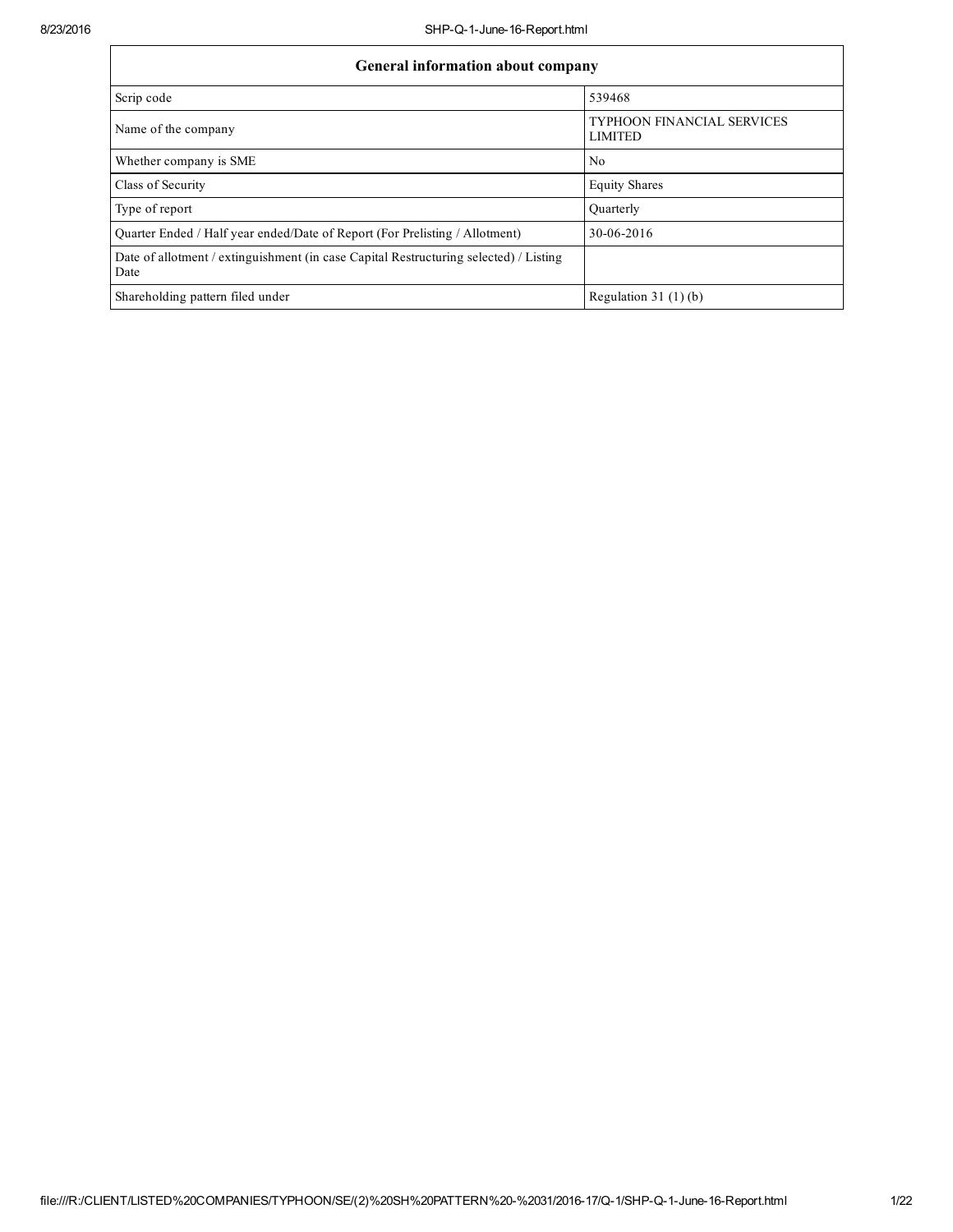| General information about company | |
|---|---|
| Scrip code | 539468 |
| Name of the company | TYPHOON FINANCIAL SERVICES LIMITED |
| Whether company is SME | No |
| Class of Security | Equity Shares |
| Type of report | Quarterly |
| Quarter Ended / Half year ended/Date of Report (For Prelisting / Allotment) | 30-06-2016 |
| Date of allotment / extinguishment (in case Capital Restructuring selected) / Listing Date | |
| Shareholding pattern filed under | Regulation 31 (1) (b) |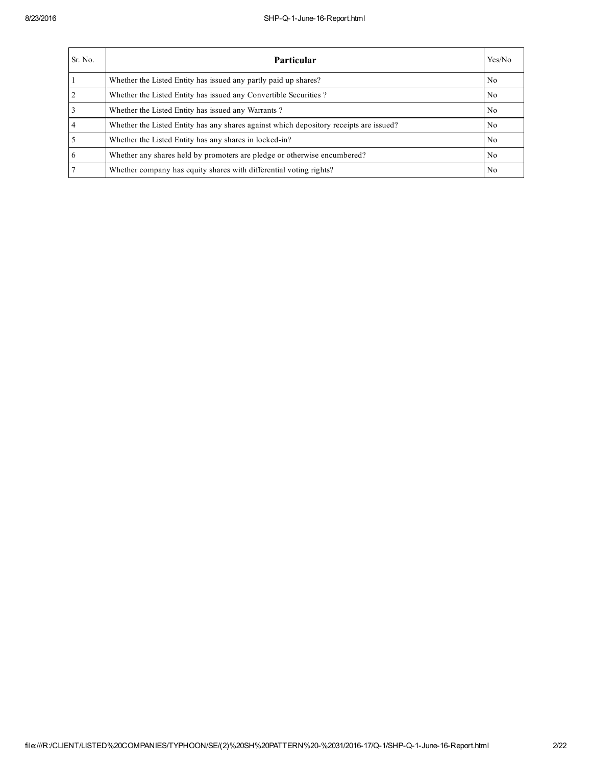| Sr. No. | Particular | Yes/No |
|---|---|---|
| 1 | Whether the Listed Entity has issued any partly paid up shares? | No |
| 2 | Whether the Listed Entity has issued any Convertible Securities ? | No |
| 3 | Whether the Listed Entity has issued any Warrants ? | No |
| 4 | Whether the Listed Entity has any shares against which depository receipts are issued? | No |
| 5 | Whether the Listed Entity has any shares in locked-in? | No |
| 6 | Whether any shares held by promoters are pledge or otherwise encumbered? | No |
| 7 | Whether company has equity shares with differential voting rights? | No |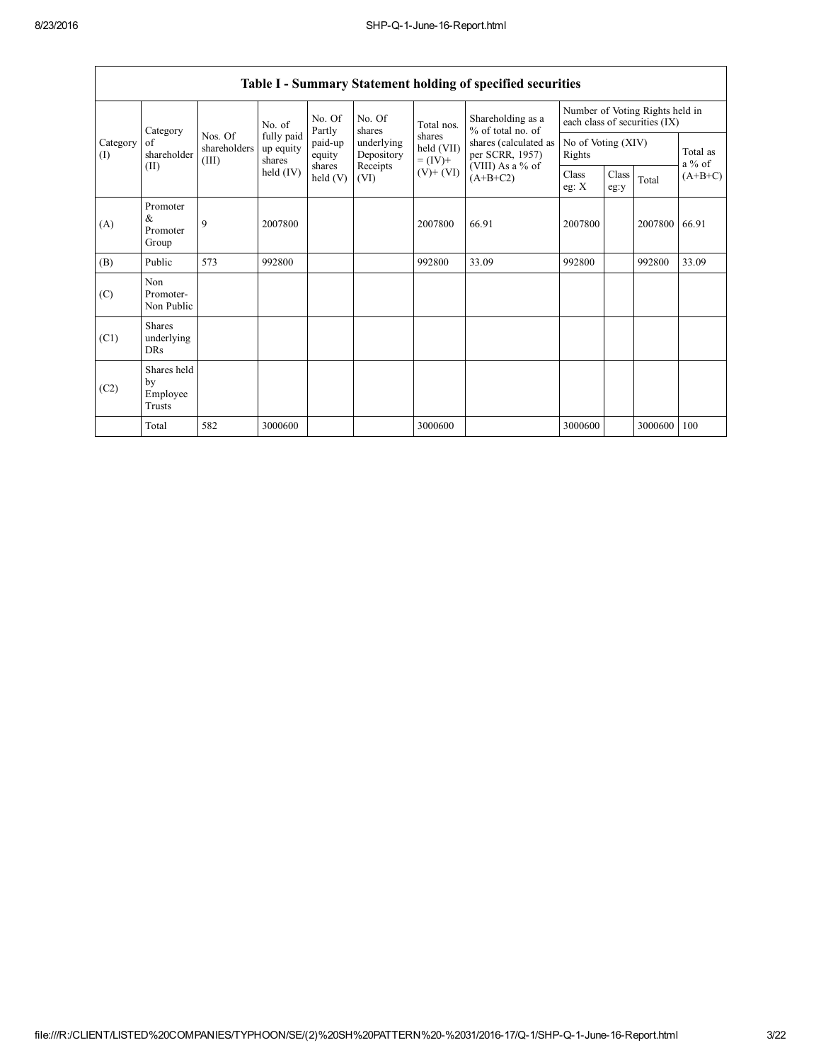| Table I - Summary Statement holding of specified securities | | | | | | | | | | | | |
|---|---|---|---|---|---|---|---|---|---|---|---|---|
| Category (I) | Category of shareholder (II) | Nos. Of shareholders (III) | No. of fully paid up equity shares held (IV) | No. Of Partly paid-up equity shares held (V) | No. Of shares underlying Depository Receipts (VI) | Total nos. shares held (VII) = (IV)+ (V)+ (VI) | Shareholding as a % of total no. of shares (calculated as per SCRR, 1957) (VIII) As a % of (A+B+C2) | Number of Voting Rights held in each class of securities (IX) | | | |
| | | | | | | | | No of Voting (XIV) Rights | | | Total as a % of (A+B+C) |
| | | | | | | | | Class eg: X | Class eg:y | Total | |
| (A) | Promoter & Promoter Group | 9 | 2007800 | | | 2007800 | 66.91 | 2007800 | | 2007800 | 66.91 |
| (B) | Public | 573 | 992800 | | | 992800 | 33.09 | 992800 | | 992800 | 33.09 |
| (C) | Non Promoter- Non Public | | | | | | | | | | |
| (C1) | Shares underlying DRs | | | | | | | | | | |
| (C2) | Shares held by Employee Trusts | | | | | | | | | | |
| | Total | 582 | 3000600 | | | 3000600 | | 3000600 | | 3000600 | 100 |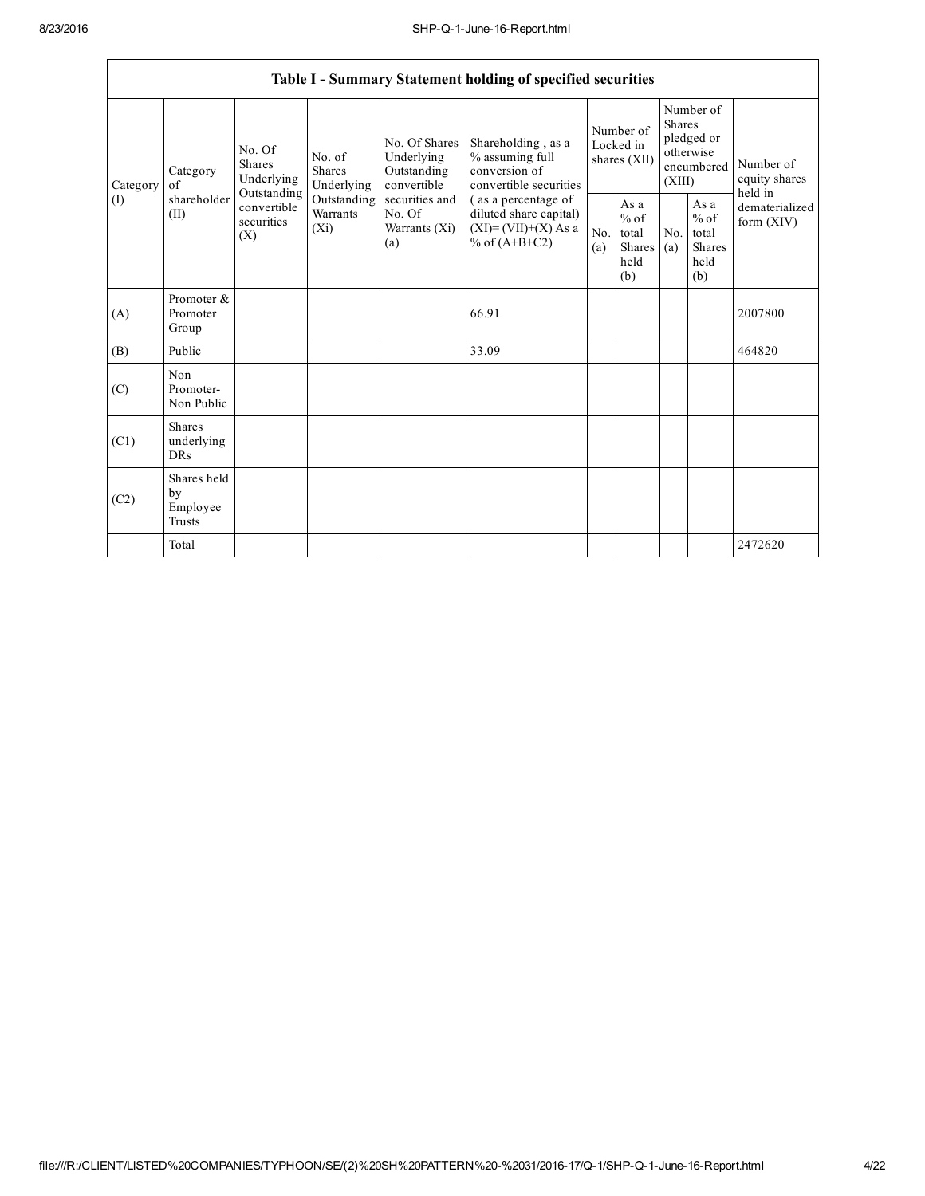| Table I - Summary Statement holding of specified securities | | | | | | | | | | | |
|---|---|---|---|---|---|---|---|---|---|---|---|
| Category (I) | Category of shareholder (II) | No. Of Shares Underlying Outstanding convertible securities (X) | No. of Shares Underlying Outstanding Warrants (Xi) | No. Of Shares Underlying Outstanding convertible securities and No. Of Warrants (Xi) (a) | Shareholding , as a % assuming full conversion of convertible securities ( as a percentage of diluted share capital) (XI)= (VII)+(X) As a % of (A+B+C2) | Number of Locked in shares (XII) | | Number of Shares pledged or otherwise encumbered (XIII) | | Number of equity shares held in dematerialized form (XIV) |
| | | | | | | No. (a) | As a % of total Shares held (b) | No. (a) | As a % of total Shares held (b) | |
| (A) | Promoter & Promoter Group | | | | 66.91 | | | | | 2007800 |
| (B) | Public | | | | 33.09 | | | | | 464820 |
| (C) | Non Promoter- Non Public | | | | | | | | | |
| (C1) | Shares underlying DRs | | | | | | | | | |
| (C2) | Shares held by Employee Trusts | | | | | | | | | |
| | Total | | | | | | | | | 2472620 |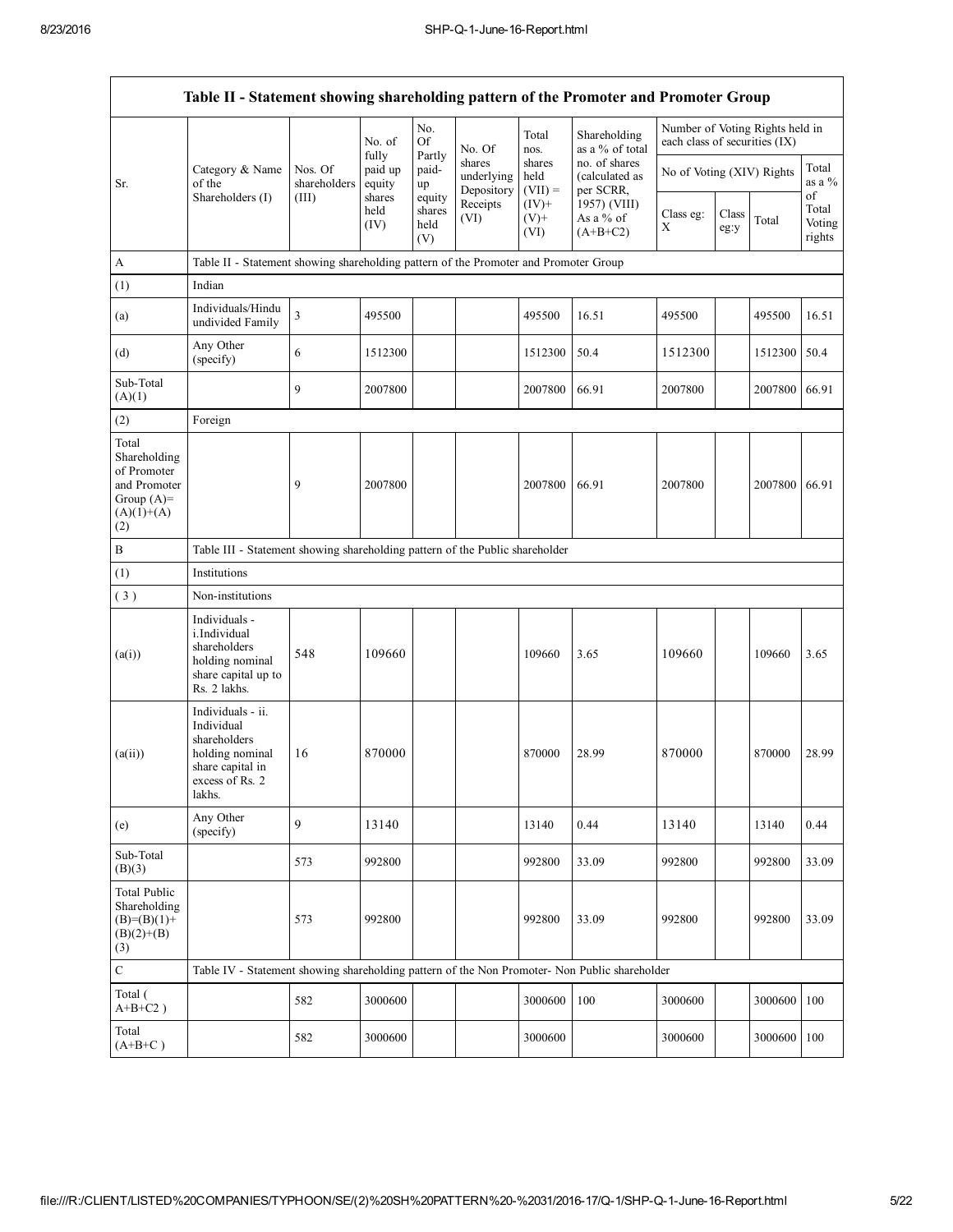| Table II - Statement showing shareholding pattern of the Promoter and Promoter Group | | | | | | | | | | | |
|---|---|---|---|---|---|---|---|---|---|---|---|
| Sr. | Category & Name of the Shareholders (I) | Nos. Of shareholders (III) | No. of fully paid up equity shares held (IV) | No. Of Partly paid-up equity shares held (V) | No. Of shares underlying Depository Receipts (VI) | Total nos. shares held (VII) = (IV)+ (V)+ (VI) | Shareholding as a % of total no. of shares (calculated as per SCRR, 1957) (VIII) As a % of (A+B+C2) | Number of Voting Rights held in each class of securities (IX) | | | |
| | | | | | | | | No of Voting (XIV) Rights | | | Total as a % of Total Voting rights |
| | | | | | | | | Class eg: X | Class eg:y | Total | |
| A | Table II - Statement showing shareholding pattern of the Promoter and Promoter Group | | | | | | | | | | |
| (1) | Indian | | | | | | | | | | |
| (a) | Individuals/Hindu undivided Family | 3 | 495500 | | | 495500 | 16.51 | 495500 | | 495500 | 16.51 |
| (d) | Any Other (specify) | 6 | 1512300 | | | 1512300 | 50.4 | 1512300 | | 1512300 | 50.4 |
| Sub-Total (A)(1) | | 9 | 2007800 | | | 2007800 | 66.91 | 2007800 | | 2007800 | 66.91 |
| (2) | Foreign | | | | | | | | | | |
| Total Shareholding of Promoter and Promoter Group (A)= (A)(1)+(A)(2) | | 9 | 2007800 | | | 2007800 | 66.91 | 2007800 | | 2007800 | 66.91 |
| B | Table III - Statement showing shareholding pattern of the Public shareholder | | | | | | | | | | |
| (1) | Institutions | | | | | | | | | | |
| (3) | Non-institutions | | | | | | | | | | |
| (a(i)) | Individuals - i.Individual shareholders holding nominal share capital up to Rs. 2 lakhs. | 548 | 109660 | | | 109660 | 3.65 | 109660 | | 109660 | 3.65 |
| (a(ii)) | Individuals - ii. Individual shareholders holding nominal share capital in excess of Rs. 2 lakhs. | 16 | 870000 | | | 870000 | 28.99 | 870000 | | 870000 | 28.99 |
| (e) | Any Other (specify) | 9 | 13140 | | | 13140 | 0.44 | 13140 | | 13140 | 0.44 |
| Sub-Total (B)(3) | | 573 | 992800 | | | 992800 | 33.09 | 992800 | | 992800 | 33.09 |
| Total Public Shareholding (B)=(B)(1)+(B)(2)+(B)(3) | | 573 | 992800 | | | 992800 | 33.09 | 992800 | | 992800 | 33.09 |
| C | Table IV - Statement showing shareholding pattern of the Non Promoter- Non Public shareholder | | | | | | | | | | |
| Total ( A+B+C2 ) | | 582 | 3000600 | | | 3000600 | 100 | 3000600 | | 3000600 | 100 |
| Total (A+B+C ) | | 582 | 3000600 | | | 3000600 | | 3000600 | | 3000600 | 100 |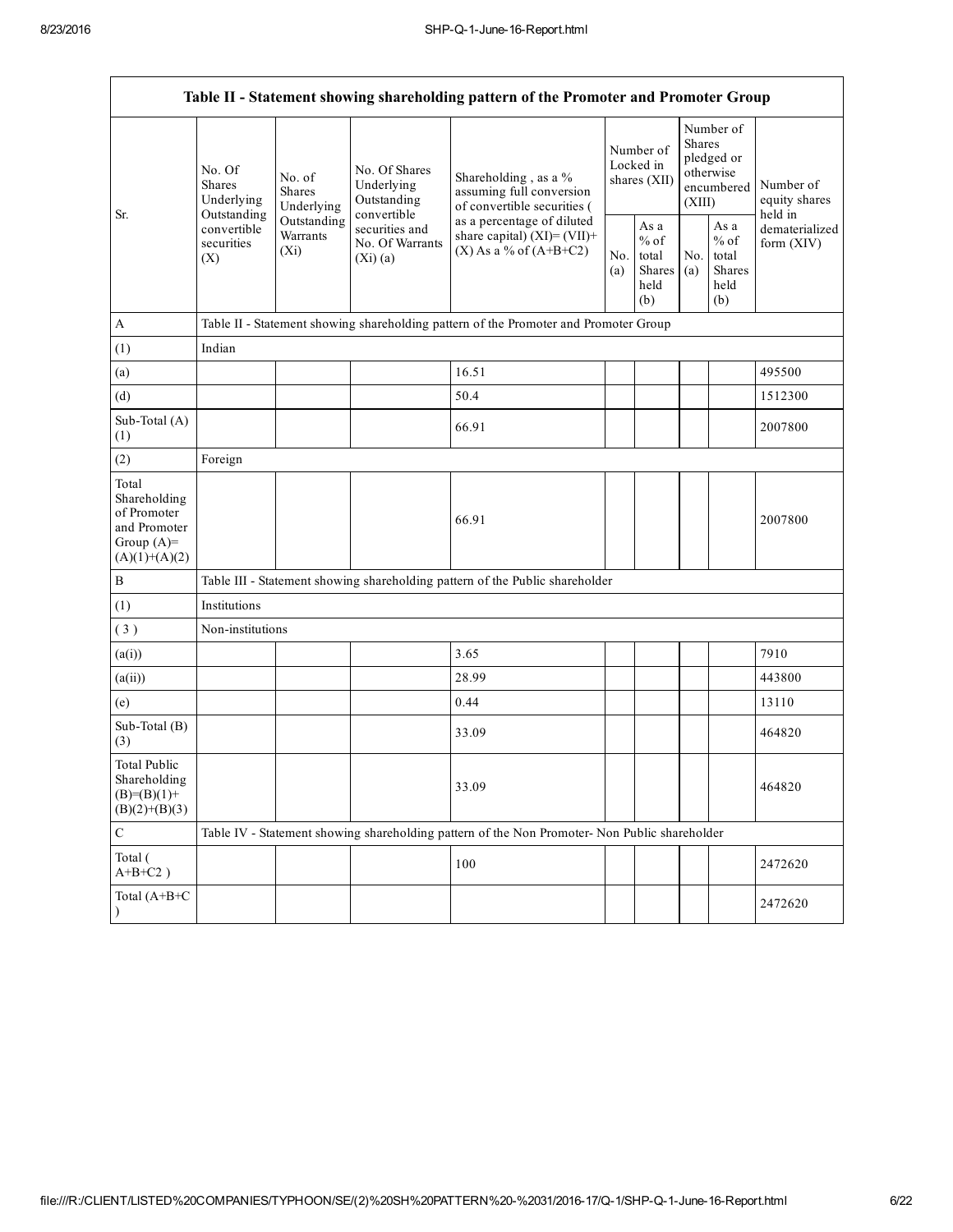| Table II - Statement showing shareholding pattern of the Promoter and Promoter Group | | | | | | | | | |
|---|---|---|---|---|---|---|---|---|---|
| Sr. | No. Of Shares Underlying Outstanding convertible securities (X) | No. of Shares Underlying Outstanding Warrants (Xi) | No. Of Shares Underlying Outstanding convertible securities and No. Of Warrants (Xi) (a) | Shareholding , as a % assuming full conversion of convertible securities ( as a percentage of diluted share capital) (XI)= (VII)+(X) As a % of (A+B+C2) | Number of Locked in shares (XII) | | Number of Shares pledged or otherwise encumbered (XIII) | | Number of equity shares held in dematerialized form (XIV) |
| | | | | | No. (a) | As a % of total Shares held (b) | No. (a) | As a % of total Shares held (b) | |
| A | Table II - Statement showing shareholding pattern of the Promoter and Promoter Group | | | | | | | | |
| (1) | Indian | | | | | | | | |
| (a) | | | | 16.51 | | | | | 495500 |
| (d) | | | | 50.4 | | | | | 1512300 |
| Sub-Total (A) (1) | | | | 66.91 | | | | | 2007800 |
| (2) | Foreign | | | | | | | | |
| Total Shareholding of Promoter and Promoter Group (A)= (A)(1)+(A)(2) | | | | 66.91 | | | | | 2007800 |
| B | Table III - Statement showing shareholding pattern of the Public shareholder | | | | | | | | |
| (1) | Institutions | | | | | | | | |
| ( 3 ) | Non-institutions | | | | | | | | |
| (a(i)) | | | | 3.65 | | | | | 7910 |
| (a(ii)) | | | | 28.99 | | | | | 443800 |
| (e) | | | | 0.44 | | | | | 13110 |
| Sub-Total (B) (3) | | | | 33.09 | | | | | 464820 |
| Total Public Shareholding (B)=(B)(1)+(B)(2)+(B)(3) | | | | 33.09 | | | | | 464820 |
| C | Table IV - Statement showing shareholding pattern of the Non Promoter- Non Public shareholder | | | | | | | | |
| Total ( A+B+C2 ) | | | | 100 | | | | | 2472620 |
| Total (A+B+C ) | | | | | | | | | 2472620 |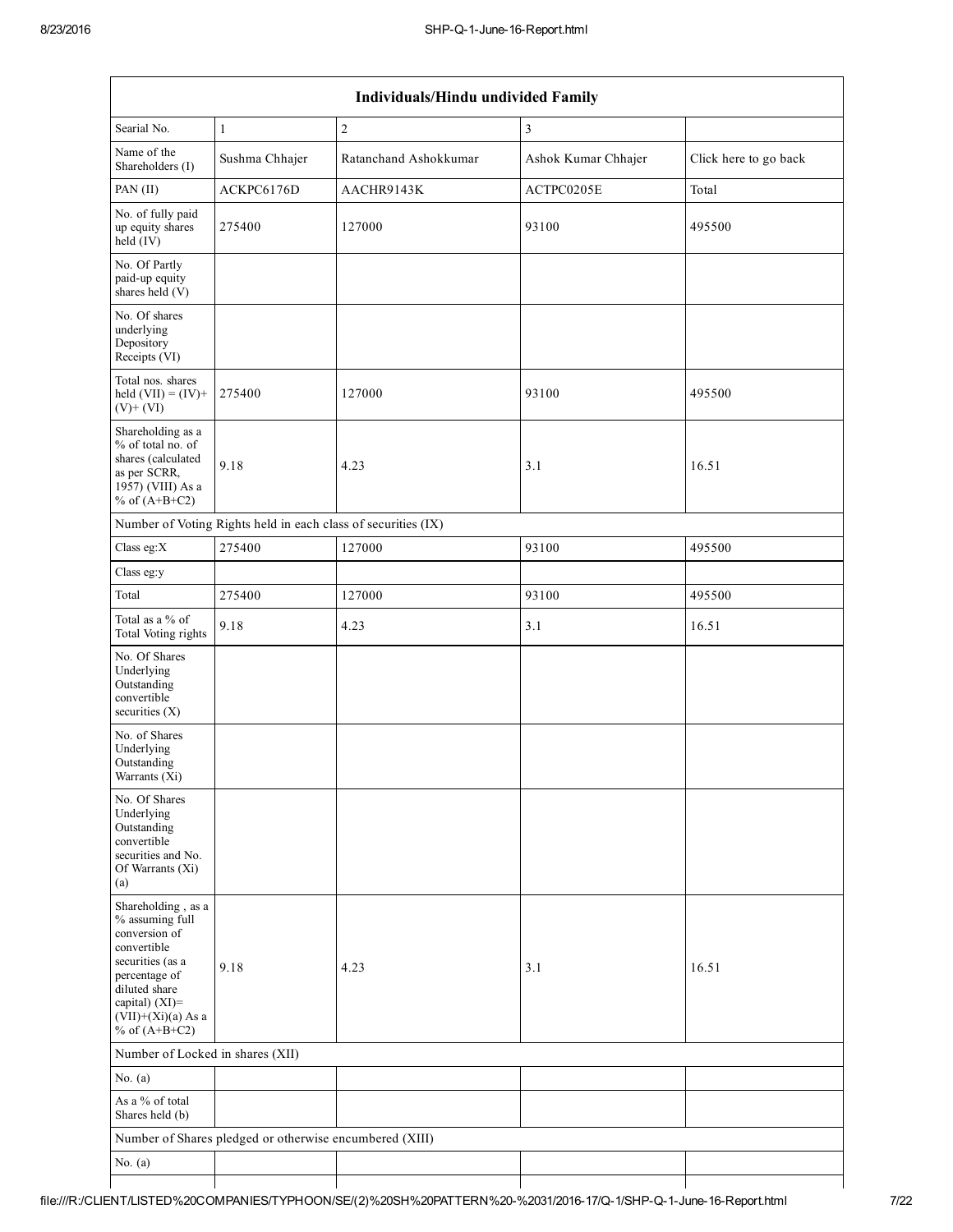| Individuals/Hindu undivided Family | | | | |
|---|---|---|---|---|
| Searial No. | 1 | 2 | 3 | |
| Name of the Shareholders (I) | Sushma Chhajer | Ratanchand Ashokkumar | Ashok Kumar Chhajer | Click here to go back |
| PAN (II) | ACKPC6176D | AACHR9143K | ACTPC0205E | Total |
| No. of fully paid up equity shares held (IV) | 275400 | 127000 | 93100 | 495500 |
| No. Of Partly paid-up equity shares held (V) | | | | |
| No. Of shares underlying Depository Receipts (VI) | | | | |
| Total nos. shares held (VII) = (IV)+ (V)+ (VI) | 275400 | 127000 | 93100 | 495500 |
| Shareholding as a % of total no. of shares (calculated as per SCRR, 1957) (VIII) As a % of (A+B+C2) | 9.18 | 4.23 | 3.1 | 16.51 |
| Number of Voting Rights held in each class of securities (IX) | | | | |
| Class eg:X | 275400 | 127000 | 93100 | 495500 |
| Class eg:y | | | | |
| Total | 275400 | 127000 | 93100 | 495500 |
| Total as a % of Total Voting rights | 9.18 | 4.23 | 3.1 | 16.51 |
| No. Of Shares Underlying Outstanding convertible securities (X) | | | | |
| No. of Shares Underlying Outstanding Warrants (Xi) | | | | |
| No. Of Shares Underlying Outstanding convertible securities and No. Of Warrants (Xi) (a) | | | | |
| Shareholding , as a % assuming full conversion of convertible securities (as a percentage of diluted share capital) (XI)= (VII)+(Xi)(a) As a % of (A+B+C2) | 9.18 | 4.23 | 3.1 | 16.51 |
| Number of Locked in shares (XII) | | | | |
| No. (a) | | | | |
| As a % of total Shares held (b) | | | | |
| Number of Shares pledged or otherwise encumbered (XIII) | | | | |
| No. (a) | | | | |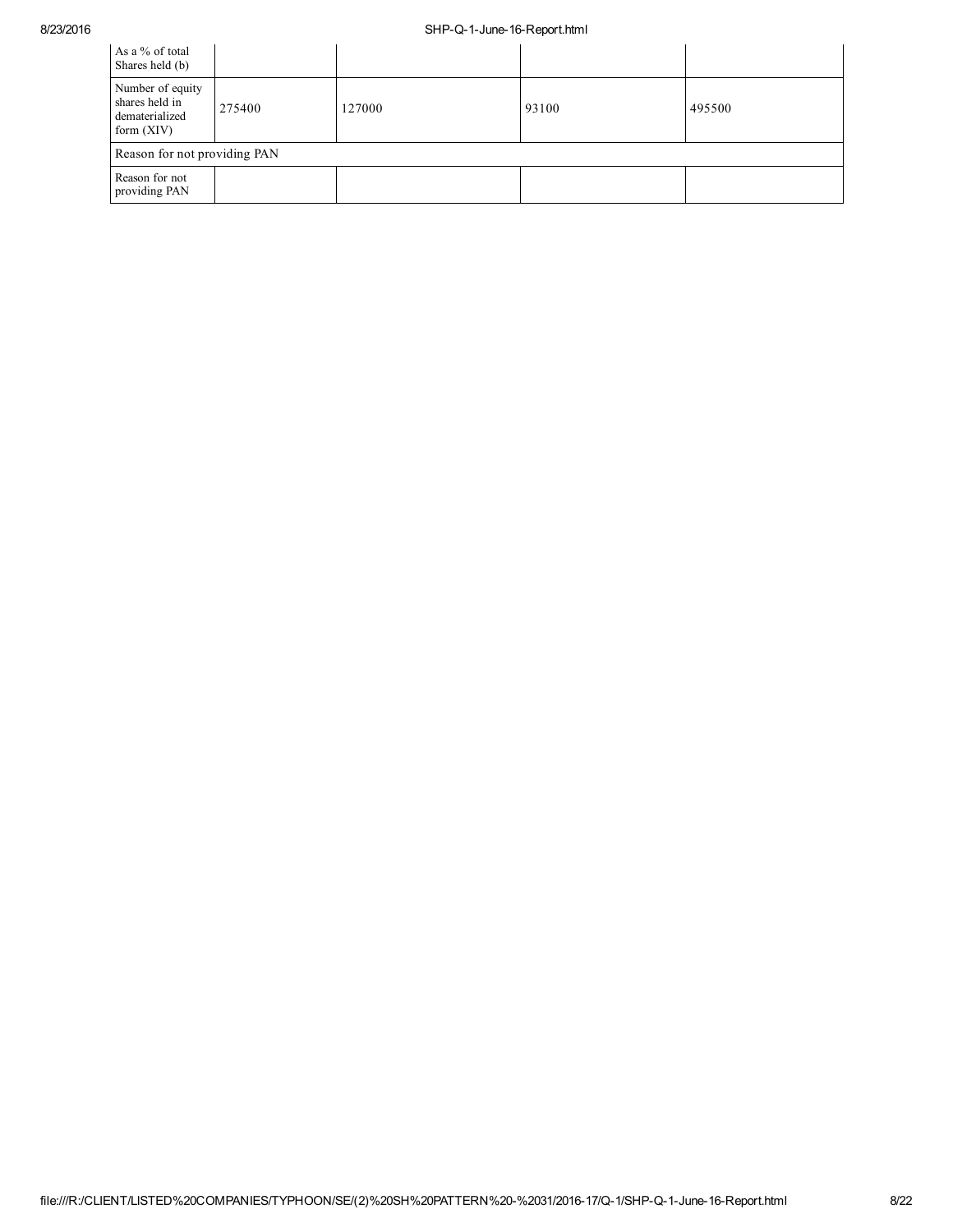| As a % of total Shares held (b) | | | | |
|---|---|---|---|---|
| Number of equity shares held in dematerialized form (XIV) | 275400 | 127000 | 93100 | 495500 |
| Reason for not providing PAN | | | | |
| Reason for not providing PAN | | | | |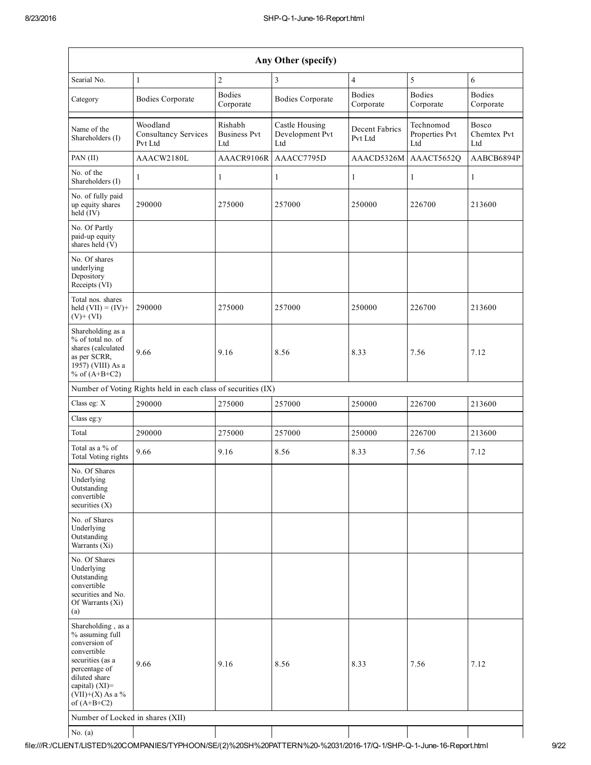| Any Other (specify) | | | | | | |
|---|---|---|---|---|---|---|
| Searial No. | 1 | 2 | 3 | 4 | 5 | 6 |
| Category | Bodies Corporate | Bodies Corporate | Bodies Corporate | Bodies Corporate | Bodies Corporate | Bodies Corporate |
| Name of the Shareholders (I) | Woodland Consultancy Services Pvt Ltd | Rishabh Business Pvt Ltd | Castle Housing Development Pvt Ltd | Decent Fabrics Pvt Ltd | Technomod Properties Pvt Ltd | Bosco Chemtex Pvt Ltd |
| PAN (II) | AAACW2180L | AAACR9106R | AAACC7795D | AAACD5326M | AAACT5652Q | AABCB6894P |
| No. of the Shareholders (I) | 1 | 1 | 1 | 1 | 1 | 1 |
| No. of fully paid up equity shares held (IV) | 290000 | 275000 | 257000 | 250000 | 226700 | 213600 |
| No. Of Partly paid-up equity shares held (V) | | | | | | |
| No. Of shares underlying Depository Receipts (VI) | | | | | | |
| Total nos. shares held (VII) = (IV)+ (V)+ (VI) | 290000 | 275000 | 257000 | 250000 | 226700 | 213600 |
| Shareholding as a % of total no. of shares (calculated as per SCRR, 1957) (VIII) As a % of (A+B+C2) | 9.66 | 9.16 | 8.56 | 8.33 | 7.56 | 7.12 |
| Number of Voting Rights held in each class of securities (IX) | | | | | | |
| Class eg: X | 290000 | 275000 | 257000 | 250000 | 226700 | 213600 |
| Class eg:y | | | | | | |
| Total | 290000 | 275000 | 257000 | 250000 | 226700 | 213600 |
| Total as a % of Total Voting rights | 9.66 | 9.16 | 8.56 | 8.33 | 7.56 | 7.12 |
| No. Of Shares Underlying Outstanding convertible securities (X) | | | | | | |
| No. of Shares Underlying Outstanding Warrants (Xi) | | | | | | |
| No. Of Shares Underlying Outstanding convertible securities and No. Of Warrants (Xi) (a) | | | | | | |
| Shareholding , as a % assuming full conversion of convertible securities (as a percentage of diluted share capital) (XI)= (VII)+(X) As a % of (A+B+C2) | 9.66 | 9.16 | 8.56 | 8.33 | 7.56 | 7.12 |
| Number of Locked in shares (XII) | | | | | | |
| No. (a) | | | | | | |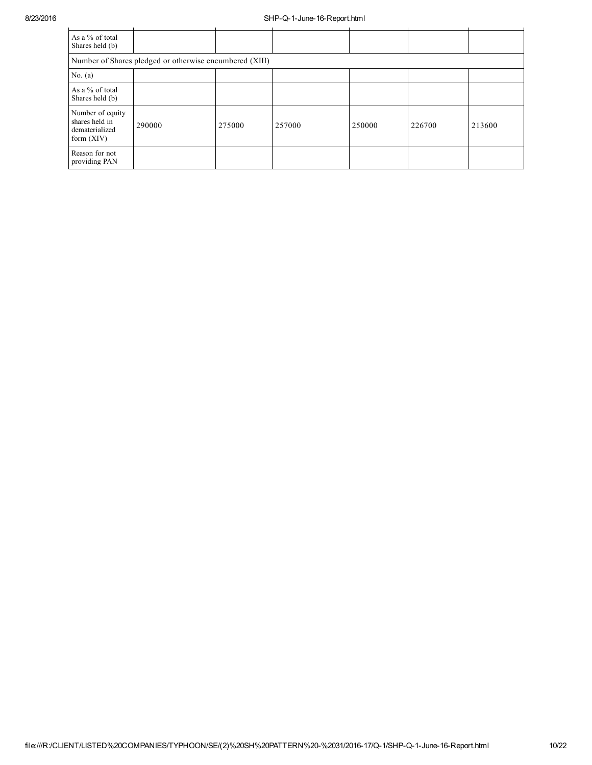| | | | | | | |
|---|---|---|---|---|---|---|
| As a % of total Shares held (b) | | | | | | |
| Number of Shares pledged or otherwise encumbered (XIII) | | | | | | |
| No. (a) | | | | | | |
| As a % of total Shares held (b) | | | | | | |
| Number of equity shares held in dematerialized form (XIV) | 290000 | 275000 | 257000 | 250000 | 226700 | 213600 |
| Reason for not providing PAN | | | | | | |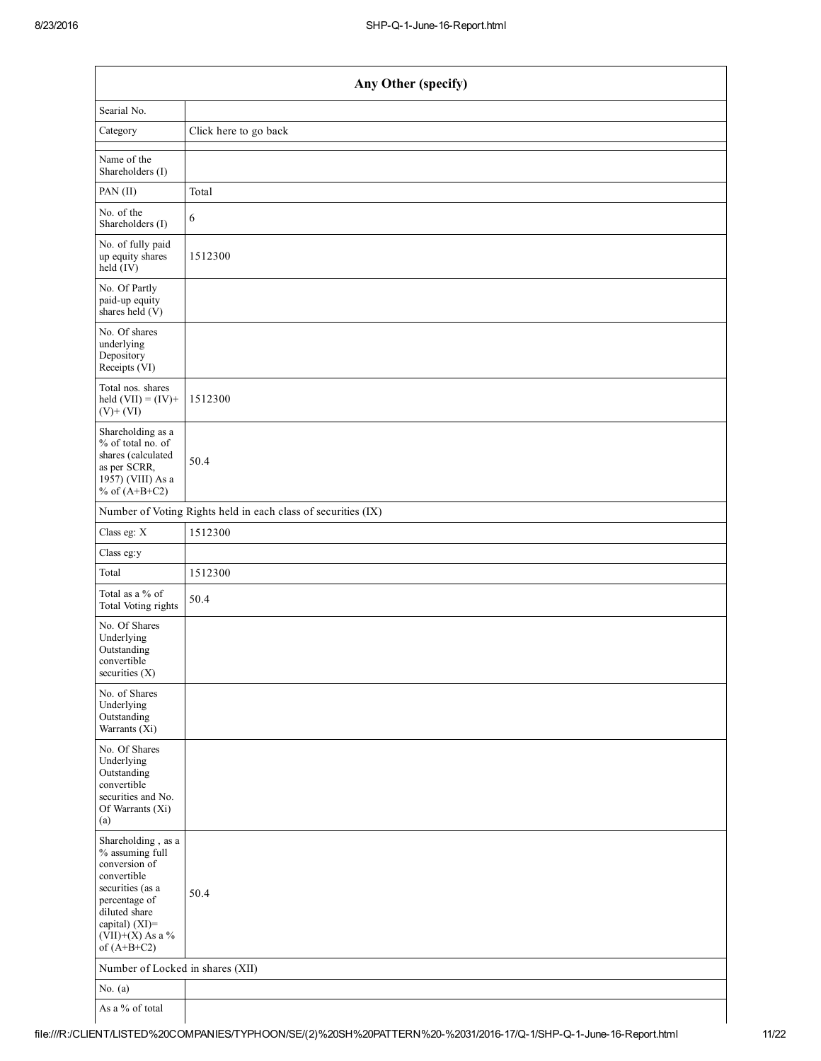| Any Other (specify) | |
|---|---|
| Searial No. | |
| Category | Click here to go back |
| Name of the Shareholders (I) | |
| PAN (II) | Total |
| No. of the Shareholders (I) | 6 |
| No. of fully paid up equity shares held (IV) | 1512300 |
| No. Of Partly paid-up equity shares held (V) | |
| No. Of shares underlying Depository Receipts (VI) | |
| Total nos. shares held (VII) = (IV)+ (V)+ (VI) | 1512300 |
| Shareholding as a % of total no. of shares (calculated as per SCRR, 1957) (VIII) As a % of (A+B+C2) | 50.4 |
| Number of Voting Rights held in each class of securities (IX) | |
| Class eg: X | 1512300 |
| Class eg:y | |
| Total | 1512300 |
| Total as a % of Total Voting rights | 50.4 |
| No. Of Shares Underlying Outstanding convertible securities (X) | |
| No. of Shares Underlying Outstanding Warrants (Xi) | |
| No. Of Shares Underlying Outstanding convertible securities and No. Of Warrants (Xi) (a) | |
| Shareholding , as a % assuming full conversion of convertible securities (as a percentage of diluted share capital) (XI)= (VII)+(X) As a % of (A+B+C2) | 50.4 |
| Number of Locked in shares (XII) | |
| No. (a) | |
| As a % of total | |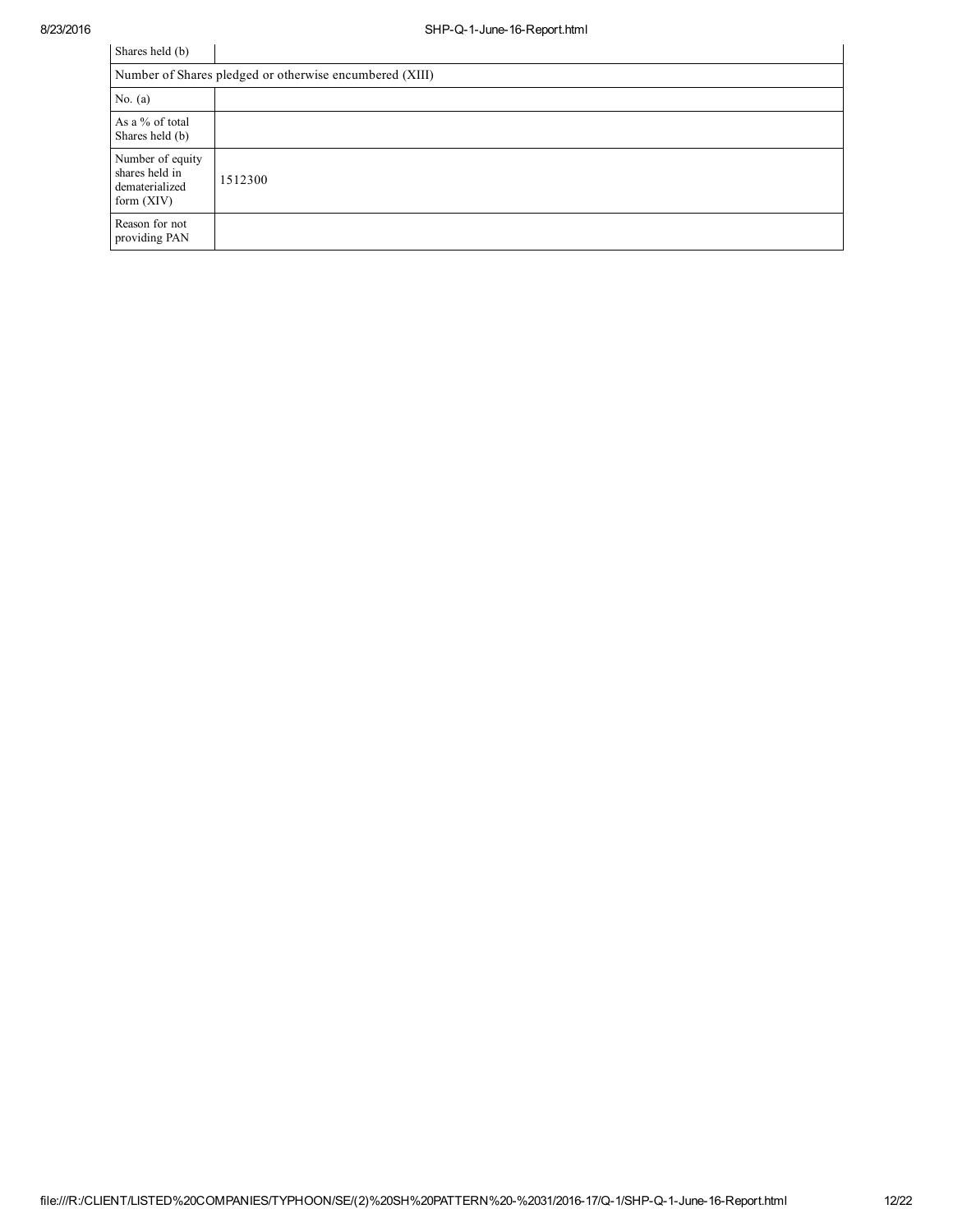| Shares held (b) | |
|---|---|
| Number of Shares pledged or otherwise encumbered (XIII) | |
| No. (a) | |
| As a % of total Shares held (b) | |
| Number of equity shares held in dematerialized form (XIV) | 1512300 |
| Reason for not providing PAN | |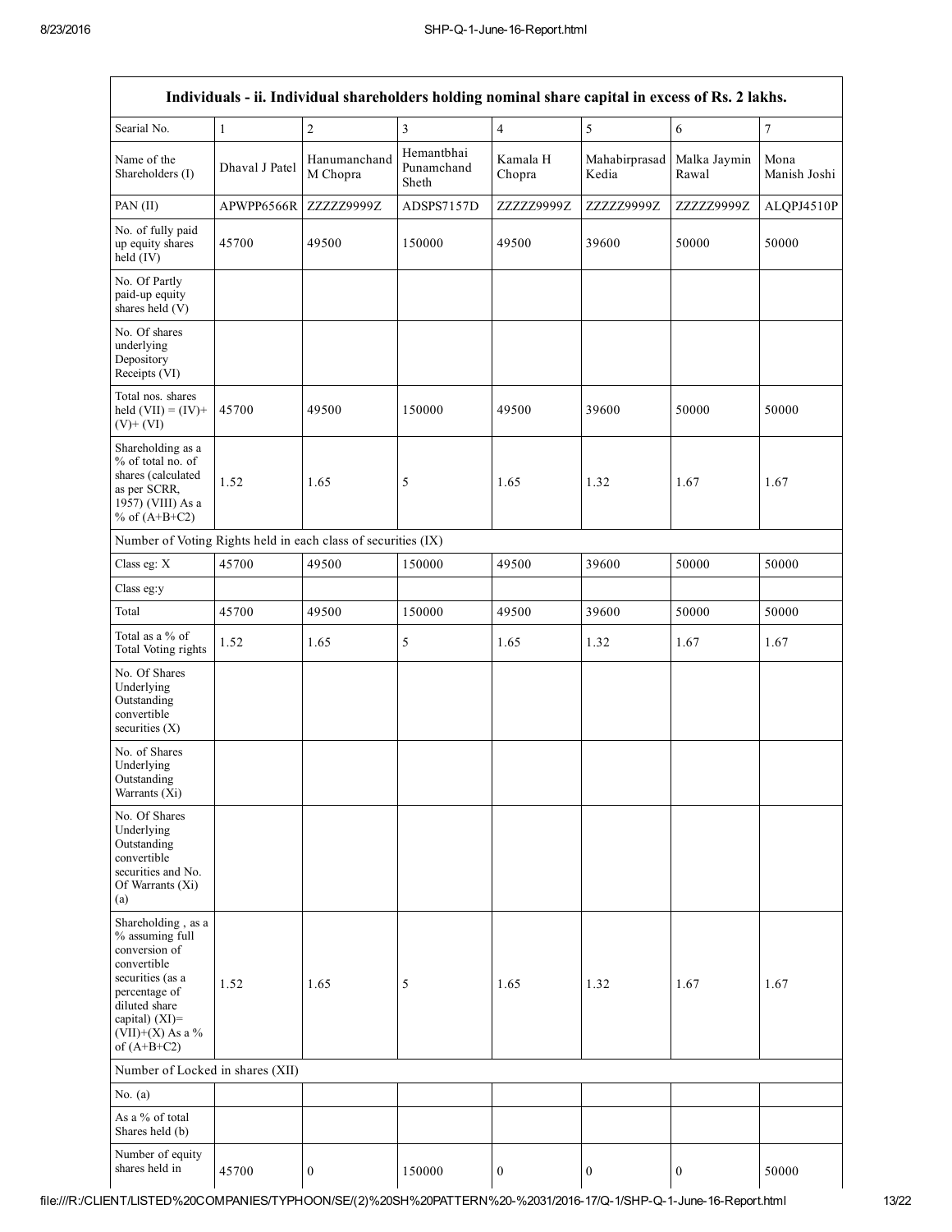| Individuals - ii. Individual shareholders holding nominal share capital in excess of Rs. 2 lakhs. | | | | | | | |
|---|---|---|---|---|---|---|---|
| Searial No. | 1 | 2 | 3 | 4 | 5 | 6 | 7 |
| Name of the Shareholders (I) | Dhaval J Patel | Hanumanchand M Chopra | Hemantbhai Punamchand Sheth | Kamala H Chopra | Mahabirprasad Kedia | Malka Jaymin Rawal | Mona Manish Joshi |
| PAN (II) | APWPP6566R | ZZZZZ9999Z | ADSPS7157D | ZZZZZ9999Z | ZZZZZ9999Z | ZZZZZ9999Z | ALQPJ4510P |
| No. of fully paid up equity shares held (IV) | 45700 | 49500 | 150000 | 49500 | 39600 | 50000 | 50000 |
| No. Of Partly paid-up equity shares held (V) | | | | | | | |
| No. Of shares underlying Depository Receipts (VI) | | | | | | | |
| Total nos. shares held (VII) = (IV)+ (V)+ (VI) | 45700 | 49500 | 150000 | 49500 | 39600 | 50000 | 50000 |
| Shareholding as a % of total no. of shares (calculated as per SCRR, 1957) (VIII) As a % of (A+B+C2) | 1.52 | 1.65 | 5 | 1.65 | 1.32 | 1.67 | 1.67 |
| Number of Voting Rights held in each class of securities (IX) | | | | | | | |
| Class eg: X | 45700 | 49500 | 150000 | 49500 | 39600 | 50000 | 50000 |
| Class eg:y | | | | | | | |
| Total | 45700 | 49500 | 150000 | 49500 | 39600 | 50000 | 50000 |
| Total as a % of Total Voting rights | 1.52 | 1.65 | 5 | 1.65 | 1.32 | 1.67 | 1.67 |
| No. Of Shares Underlying Outstanding convertible securities (X) | | | | | | | |
| No. of Shares Underlying Outstanding Warrants (Xi) | | | | | | | |
| No. Of Shares Underlying Outstanding convertible securities and No. Of Warrants (Xi) (a) | | | | | | | |
| Shareholding , as a % assuming full conversion of convertible securities (as a percentage of diluted share capital) (XI)= (VII)+(X) As a % of (A+B+C2) | 1.52 | 1.65 | 5 | 1.65 | 1.32 | 1.67 | 1.67 |
| Number of Locked in shares (XII) | | | | | | | |
| No. (a) | | | | | | | |
| As a % of total Shares held (b) | | | | | | | |
| Number of equity shares held in | 45700 | 0 | 150000 | 0 | 0 | 0 | 50000 |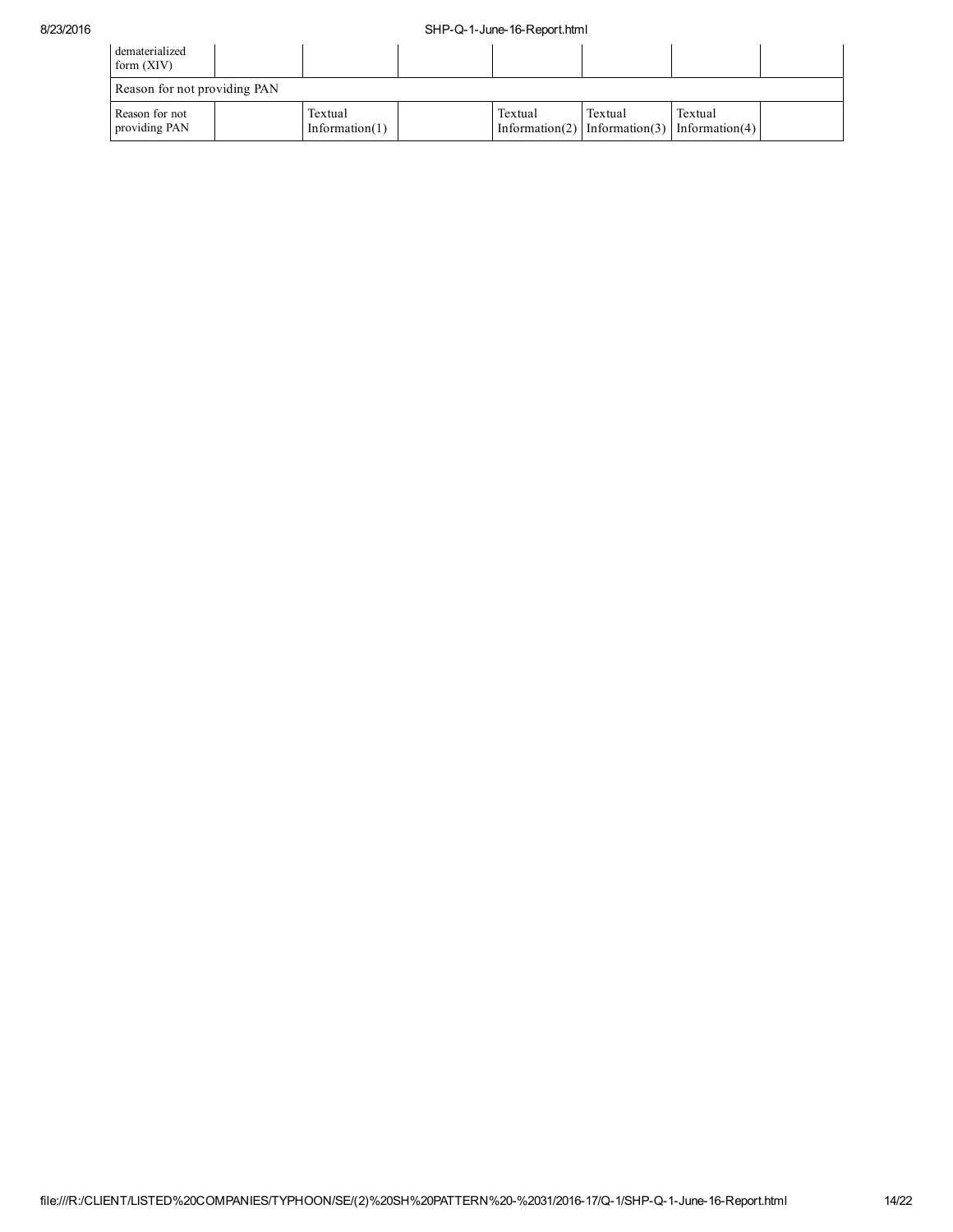| dematerialized form (XIV) | | | | | | | |
|---|---|---|---|---|---|---|---|
| Reason for not providing PAN | | | | | | | |
| Reason for not providing PAN | | Textual Information(1) | | Textual Information(2) | Textual Information(3) | Textual Information(4) | |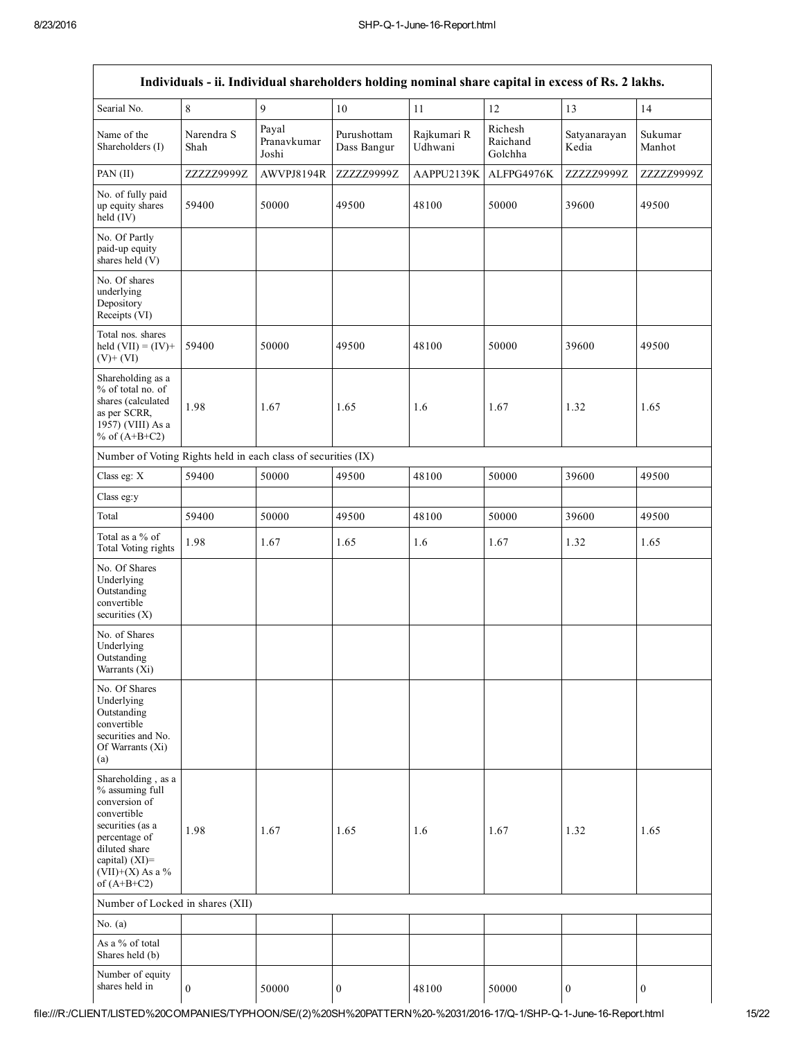| Individuals - ii. Individual shareholders holding nominal share capital in excess of Rs. 2 lakhs. | | | | | | | |
|---|---|---|---|---|---|---|---|
| Searial No. | 8 | 9 | 10 | 11 | 12 | 13 | 14 |
| Name of the Shareholders (I) | Narendra S Shah | Payal Pranavkumar Joshi | Purushottam Dass Bangur | Rajkumari R Udhwani | Richesh Raichand Golchha | Satyanarayan Kedia | Sukumar Manhot |
| PAN (II) | ZZZZZ9999Z | AWVPJ8194R | ZZZZZ9999Z | AAPPU2139K | ALFPG4976K | ZZZZZ9999Z | ZZZZZ9999Z |
| No. of fully paid up equity shares held (IV) | 59400 | 50000 | 49500 | 48100 | 50000 | 39600 | 49500 |
| No. Of Partly paid-up equity shares held (V) | | | | | | | |
| No. Of shares underlying Depository Receipts (VI) | | | | | | | |
| Total nos. shares held (VII) = (IV)+ (V)+ (VI) | 59400 | 50000 | 49500 | 48100 | 50000 | 39600 | 49500 |
| Shareholding as a % of total no. of shares (calculated as per SCRR, 1957) (VIII) As a % of (A+B+C2) | 1.98 | 1.67 | 1.65 | 1.6 | 1.67 | 1.32 | 1.65 |
| Number of Voting Rights held in each class of securities (IX) | | | | | | | |
| Class eg: X | 59400 | 50000 | 49500 | 48100 | 50000 | 39600 | 49500 |
| Class eg:y | | | | | | | |
| Total | 59400 | 50000 | 49500 | 48100 | 50000 | 39600 | 49500 |
| Total as a % of Total Voting rights | 1.98 | 1.67 | 1.65 | 1.6 | 1.67 | 1.32 | 1.65 |
| No. Of Shares Underlying Outstanding convertible securities (X) | | | | | | | |
| No. of Shares Underlying Outstanding Warrants (Xi) | | | | | | | |
| No. Of Shares Underlying Outstanding convertible securities and No. Of Warrants (Xi) (a) | | | | | | | |
| Shareholding , as a % assuming full conversion of convertible securities (as a percentage of diluted share capital) (XI)= (VII)+(X) As a % of (A+B+C2) | 1.98 | 1.67 | 1.65 | 1.6 | 1.67 | 1.32 | 1.65 |
| Number of Locked in shares (XII) | | | | | | | |
| No. (a) | | | | | | | |
| As a % of total Shares held (b) | | | | | | | |
| Number of equity shares held in | 0 | 50000 | 0 | 48100 | 50000 | 0 | 0 |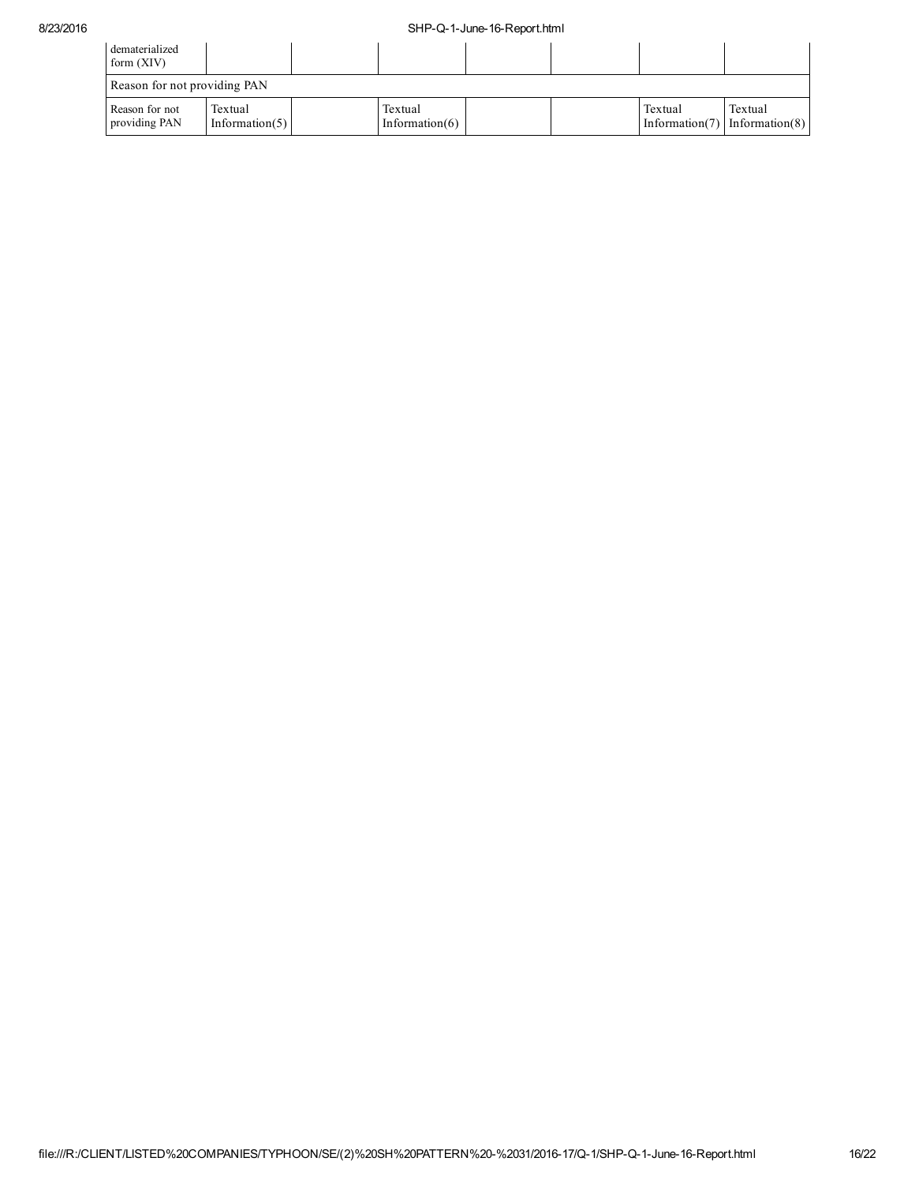| dematerialized form (XIV) | | | | | | | |
|---|---|---|---|---|---|---|---|
| Reason for not providing PAN | | | | | | | |
| Reason for not providing PAN | Textual Information(5) | | Textual Information(6) | | | Textual Information(7) | Textual Information(8) |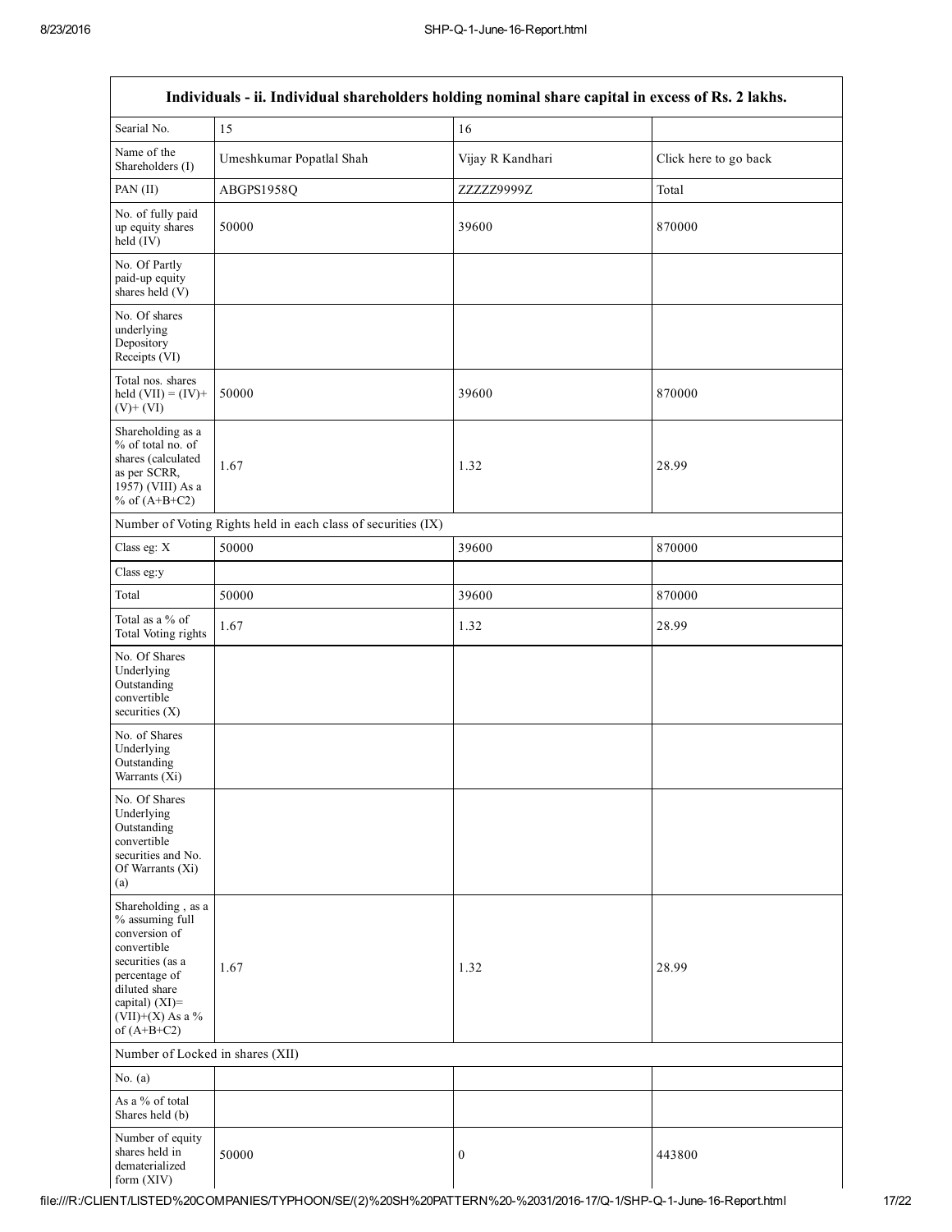| Individuals - ii. Individual shareholders holding nominal share capital in excess of Rs. 2 lakhs. | | | |
|---|---|---|---|
| Searial No. | 15 | 16 | |
| Name of the Shareholders (I) | Umeshkumar Popatlal Shah | Vijay R Kandhari | Click here to go back |
| PAN (II) | ABGPS1958Q | ZZZZZ9999Z | Total |
| No. of fully paid up equity shares held (IV) | 50000 | 39600 | 870000 |
| No. Of Partly paid-up equity shares held (V) | | | |
| No. Of shares underlying Depository Receipts (VI) | | | |
| Total nos. shares held (VII) = (IV)+ (V)+ (VI) | 50000 | 39600 | 870000 |
| Shareholding as a % of total no. of shares (calculated as per SCRR, 1957) (VIII) As a % of (A+B+C2) | 1.67 | 1.32 | 28.99 |
| Number of Voting Rights held in each class of securities (IX) | | | |
| Class eg: X | 50000 | 39600 | 870000 |
| Class eg:y | | | |
| Total | 50000 | 39600 | 870000 |
| Total as a % of Total Voting rights | 1.67 | 1.32 | 28.99 |
| No. Of Shares Underlying Outstanding convertible securities (X) | | | |
| No. of Shares Underlying Outstanding Warrants (Xi) | | | |
| No. Of Shares Underlying Outstanding convertible securities and No. Of Warrants (Xi) (a) | | | |
| Shareholding , as a % assuming full conversion of convertible securities (as a percentage of diluted share capital) (XI)= (VII)+(X) As a % of (A+B+C2) | 1.67 | 1.32 | 28.99 |
| Number of Locked in shares (XII) | | | |
| No. (a) | | | |
| As a % of total Shares held (b) | | | |
| Number of equity shares held in dematerialized form (XIV) | 50000 | 0 | 443800 |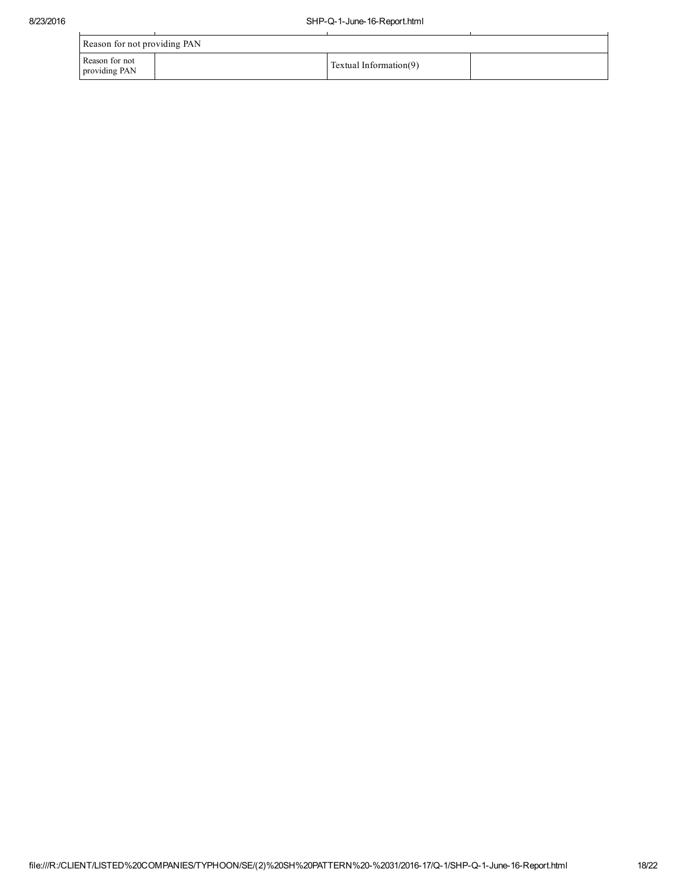| Reason for not providing PAN | | | |
|---|---|---|---|
| Reason for not providing PAN | | Textual Information(9) | |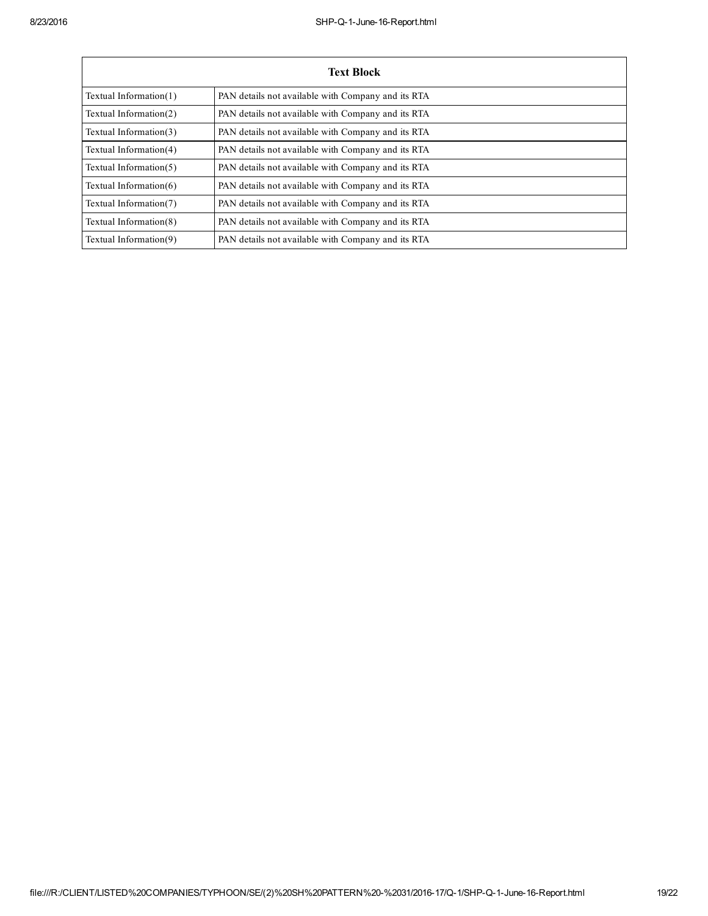| Text Block | |
|---|---|
| Textual Information(1) | PAN details not available with Company and its RTA |
| Textual Information(2) | PAN details not available with Company and its RTA |
| Textual Information(3) | PAN details not available with Company and its RTA |
| Textual Information(4) | PAN details not available with Company and its RTA |
| Textual Information(5) | PAN details not available with Company and its RTA |
| Textual Information(6) | PAN details not available with Company and its RTA |
| Textual Information(7) | PAN details not available with Company and its RTA |
| Textual Information(8) | PAN details not available with Company and its RTA |
| Textual Information(9) | PAN details not available with Company and its RTA |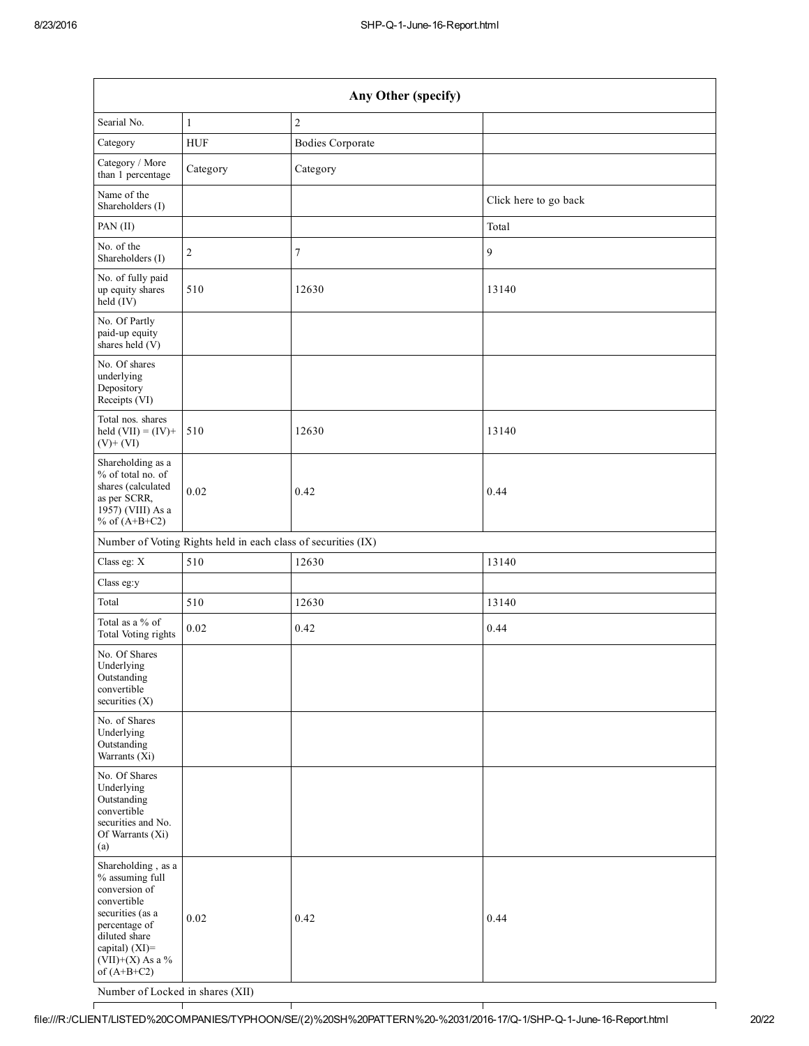| Any Other (specify) | | | |
|---|---|---|---|
| Searial No. | 1 | 2 | |
| Category | HUF | Bodies Corporate | |
| Category / More than 1 percentage | Category | Category | |
| Name of the Shareholders (I) | | | Click here to go back |
| PAN (II) | | | Total |
| No. of the Shareholders (I) | 2 | 7 | 9 |
| No. of fully paid up equity shares held (IV) | 510 | 12630 | 13140 |
| No. Of Partly paid-up equity shares held (V) | | | |
| No. Of shares underlying Depository Receipts (VI) | | | |
| Total nos. shares held (VII) = (IV)+ (V)+ (VI) | 510 | 12630 | 13140 |
| Shareholding as a % of total no. of shares (calculated as per SCRR, 1957) (VIII) As a % of (A+B+C2) | 0.02 | 0.42 | 0.44 |
| Number of Voting Rights held in each class of securities (IX) | | | |
| Class eg: X | 510 | 12630 | 13140 |
| Class eg:y | | | |
| Total | 510 | 12630 | 13140 |
| Total as a % of Total Voting rights | 0.02 | 0.42 | 0.44 |
| No. Of Shares Underlying Outstanding convertible securities (X) | | | |
| No. of Shares Underlying Outstanding Warrants (Xi) | | | |
| No. Of Shares Underlying Outstanding convertible securities and No. Of Warrants (Xi) (a) | | | |
| Shareholding , as a % assuming full conversion of convertible securities (as a percentage of diluted share capital) (XI)= (VII)+(X) As a % of (A+B+C2) | 0.02 | 0.42 | 0.44 |
| Number of Locked in shares (XII) | | | |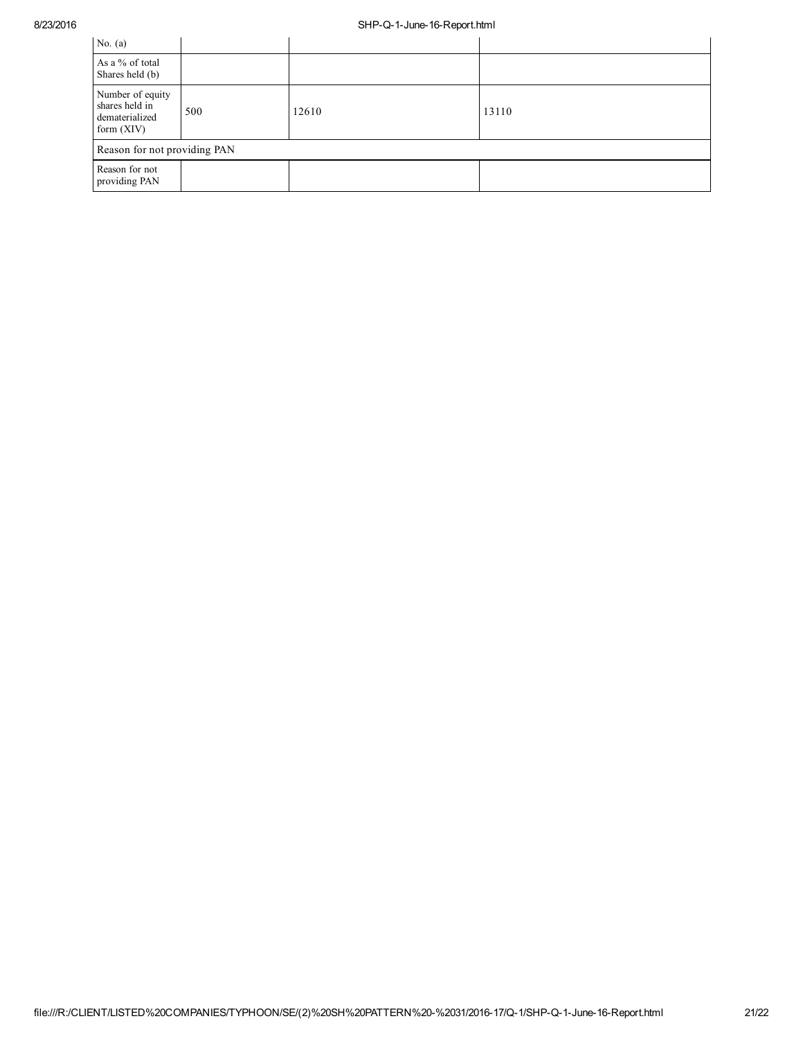| | | | |
|---|---|---|---|
| No. (a) | | | |
| As a % of total Shares held (b) | | | |
| Number of equity shares held in dematerialized form (XIV) | 500 | 12610 | 13110 |
| Reason for not providing PAN | | | |
| Reason for not providing PAN | | | |